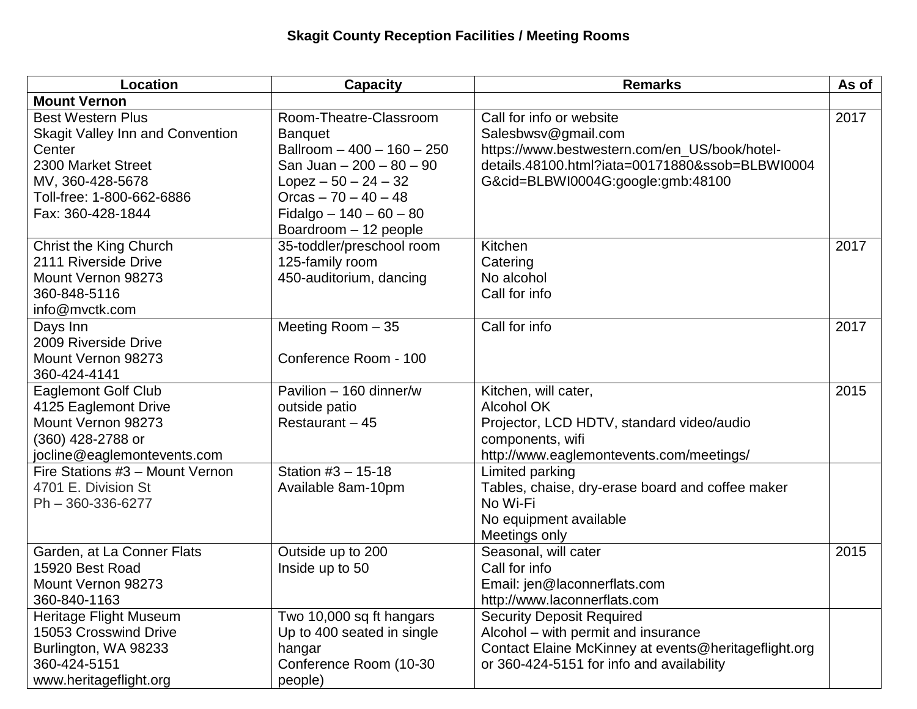# Skagit County Reception Facilities / Meeting Rooms

| Location | Capacity | Remarks | As of |
|---|---|---|---|
| **Mount Vernon** | | | |
| Best Western Plus<br>Skagit Valley Inn and Convention Center<br>2300 Market Street<br>MV, 360-428-5678<br>Toll-free: 1-800-662-6886<br>Fax: 360-428-1844 | Room-Theatre-Classroom Banquet<br>Ballroom – 400 – 160 – 250<br>San Juan – 200 – 80 – 90<br>Lopez – 50 – 24 – 32<br>Orcas – 70 – 40 – 48<br>Fidalgo – 140 – 60 – 80<br>Boardroom – 12 people | Call for info or website<br>Salesbwsv@gmail.com<br>https://www.bestwestern.com/en_US/book/hotel-details.48100.html?iata=00171880&ssob=BLBWI0004G&cid=BLBWI0004G:google:gmb:48100 | 2017 |
| Christ the King Church<br>2111 Riverside Drive<br>Mount Vernon 98273<br>360-848-5116<br>info@mvctk.com | 35-toddler/preschool room<br>125-family room<br>450-auditorium, dancing | Kitchen<br>Catering<br>No alcohol<br>Call for info | 2017 |
| Days Inn<br>2009 Riverside Drive<br>Mount Vernon 98273<br>360-424-4141 | Meeting Room – 35<br><br>Conference Room - 100 | Call for info | 2017 |
| Eaglemont Golf Club<br>4125 Eaglemont Drive<br>Mount Vernon 98273<br>(360) 428-2788 or<br>jocline@eaglemontevents.com | Pavilion – 160 dinner/w outside patio<br>Restaurant – 45 | Kitchen, will cater,<br>Alcohol OK<br>Projector, LCD HDTV, standard video/audio components, wifi<br>http://www.eaglemontevents.com/meetings/ | 2015 |
| Fire Stations #3 – Mount Vernon<br>4701 E. Division St<br>Ph – 360-336-6277 | Station #3 – 15-18<br>Available 8am-10pm | Limited parking<br>Tables, chaise, dry-erase board and coffee maker<br>No Wi-Fi<br>No equipment available<br>Meetings only | |
| Garden, at La Conner Flats<br>15920 Best Road<br>Mount Vernon 98273<br>360-840-1163 | Outside up to 200<br>Inside up to 50 | Seasonal, will cater<br>Call for info<br>Email: jen@laconnerflats.com<br>http://www.laconnerflats.com | 2015 |
| Heritage Flight Museum<br>15053 Crosswind Drive<br>Burlington, WA 98233<br>360-424-5151<br>www.heritageflight.org | Two 10,000 sq ft hangars<br>Up to 400 seated in single hangar<br>Conference Room (10-30 people) | Security Deposit Required<br>Alcohol – with permit and insurance<br>Contact Elaine McKinney at events@heritageflight.org or 360-424-5151 for info and availability | |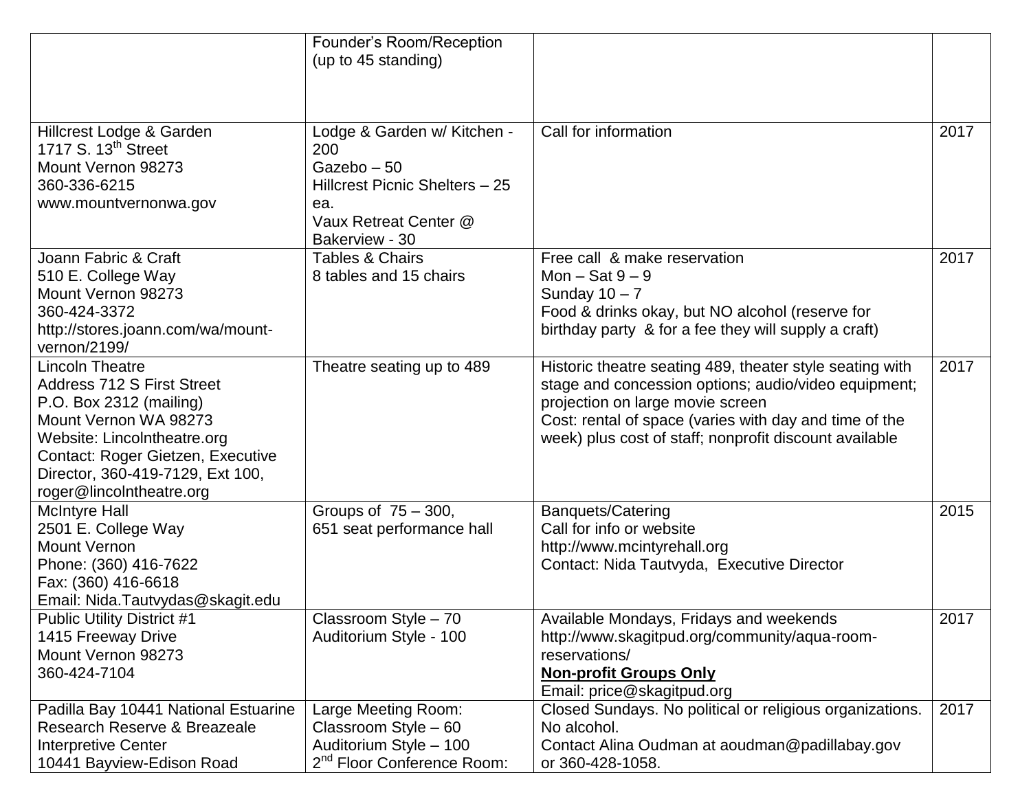| | | | |
|---|---|---|---|
| | Founder's Room/Reception (up to 45 standing) | | |
| Hillcrest Lodge & Garden<br>1717 S. 13th Street<br>Mount Vernon 98273<br>360-336-6215<br>www.mountvernonwa.gov | Lodge & Garden w/ Kitchen - 200<br>Gazebo – 50<br>Hillcrest Picnic Shelters – 25 ea.<br>Vaux Retreat Center @ Bakerview - 30 | Call for information | 2017 |
| Joann Fabric & Craft<br>510 E. College Way<br>Mount Vernon 98273<br>360-424-3372<br>http://stores.joann.com/wa/mount-vernon/2199/ | Tables & Chairs<br>8 tables and 15 chairs | Free call & make reservation<br>Mon – Sat 9 – 9<br>Sunday 10 – 7<br>Food & drinks okay, but NO alcohol (reserve for birthday party & for a fee they will supply a craft) | 2017 |
| Lincoln Theatre<br>Address 712 S First Street<br>P.O. Box 2312 (mailing)<br>Mount Vernon WA 98273<br>Website: Lincolntheatre.org<br>Contact: Roger Gietzen, Executive Director, 360-419-7129, Ext 100, roger@lincolntheatre.org | Theatre seating up to 489 | Historic theatre seating 489, theater style seating with stage and concession options; audio/video equipment; projection on large movie screen<br>Cost: rental of space (varies with day and time of the week) plus cost of staff; nonprofit discount available | 2017 |
| McIntyre Hall<br>2501 E. College Way<br>Mount Vernon<br>Phone: (360) 416-7622<br>Fax: (360) 416-6618<br>Email: Nida.Tautvydas@skagit.edu | Groups of 75 – 300,<br>651 seat performance hall | Banquets/Catering<br>Call for info or website<br>http://www.mcintyrehall.org<br>Contact: Nida Tautvyda, Executive Director | 2015 |
| Public Utility District #1<br>1415 Freeway Drive<br>Mount Vernon 98273<br>360-424-7104 | Classroom Style – 70<br>Auditorium Style - 100 | Available Mondays, Fridays and weekends<br>http://www.skagitpud.org/community/aqua-room-reservations/<br>**Non-profit Groups Only**<br>Email: price@skagitpud.org | 2017 |
| Padilla Bay 10441 National Estuarine Research Reserve & Breazeale Interpretive Center<br>10441 Bayview-Edison Road | Large Meeting Room:<br>Classroom Style – 60<br>Auditorium Style – 100<br>2nd Floor Conference Room: | Closed Sundays. No political or religious organizations. No alcohol.<br>Contact Alina Oudman at aoudman@padillabay.gov or 360-428-1058. | 2017 |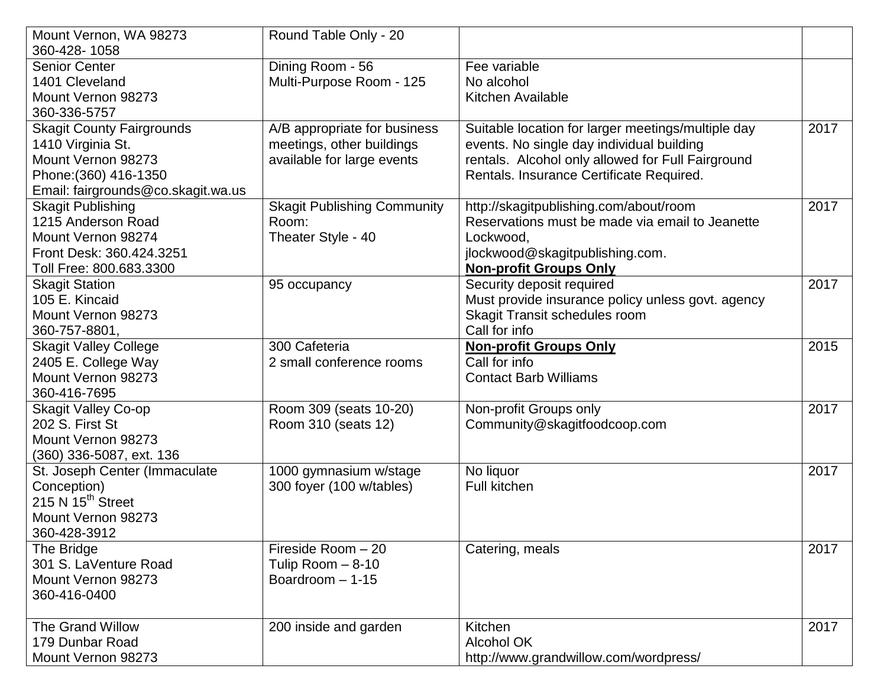| | | | |
|---|---|---|---|
| Mount Vernon, WA 98273<br>360-428- 1058 | Round Table Only - 20 | | |
| Senior Center<br>1401 Cleveland<br>Mount Vernon 98273<br>360-336-5757 | Dining Room - 56<br>Multi-Purpose Room - 125 | Fee variable<br>No alcohol<br>Kitchen Available | |
| Skagit County Fairgrounds<br>1410 Virginia St.<br>Mount Vernon 98273<br>Phone:(360) 416-1350<br>Email: fairgrounds@co.skagit.wa.us | A/B appropriate for business meetings, other buildings available for large events | Suitable location for larger meetings/multiple day events. No single day individual building rentals. Alcohol only allowed for Full Fairground Rentals. Insurance Certificate Required. | 2017 |
| Skagit Publishing<br>1215 Anderson Road<br>Mount Vernon 98274<br>Front Desk: 360.424.3251<br>Toll Free: 800.683.3300 | Skagit Publishing Community Room:<br>Theater Style - 40 | http://skagitpublishing.com/about/room<br>Reservations must be made via email to Jeanette Lockwood,<br>jlockwood@skagitpublishing.com.<br>**Non-profit Groups Only** | 2017 |
| Skagit Station<br>105 E. Kincaid<br>Mount Vernon 98273<br>360-757-8801, | 95 occupancy | Security deposit required<br>Must provide insurance policy unless govt. agency<br>Skagit Transit schedules room<br>Call for info | 2017 |
| Skagit Valley College<br>2405 E. College Way<br>Mount Vernon 98273<br>360-416-7695 | 300 Cafeteria<br>2 small conference rooms | **Non-profit Groups Only**<br>Call for info<br>Contact Barb Williams | 2015 |
| Skagit Valley Co-op<br>202 S. First St<br>Mount Vernon 98273<br>(360) 336-5087, ext. 136 | Room 309 (seats 10-20)<br>Room 310 (seats 12) | Non-profit Groups only<br>Community@skagitfoodcoop.com | 2017 |
| St. Joseph Center (Immaculate Conception)<br>215 N 15th Street<br>Mount Vernon 98273<br>360-428-3912 | 1000 gymnasium w/stage<br>300 foyer (100 w/tables) | No liquor<br>Full kitchen | 2017 |
| The Bridge<br>301 S. LaVenture Road<br>Mount Vernon 98273<br>360-416-0400 | Fireside Room – 20<br>Tulip Room – 8-10<br>Boardroom – 1-15 | Catering, meals | 2017 |
| The Grand Willow<br>179 Dunbar Road<br>Mount Vernon 98273 | 200 inside and garden | Kitchen<br>Alcohol OK<br>http://www.grandwillow.com/wordpress/ | 2017 |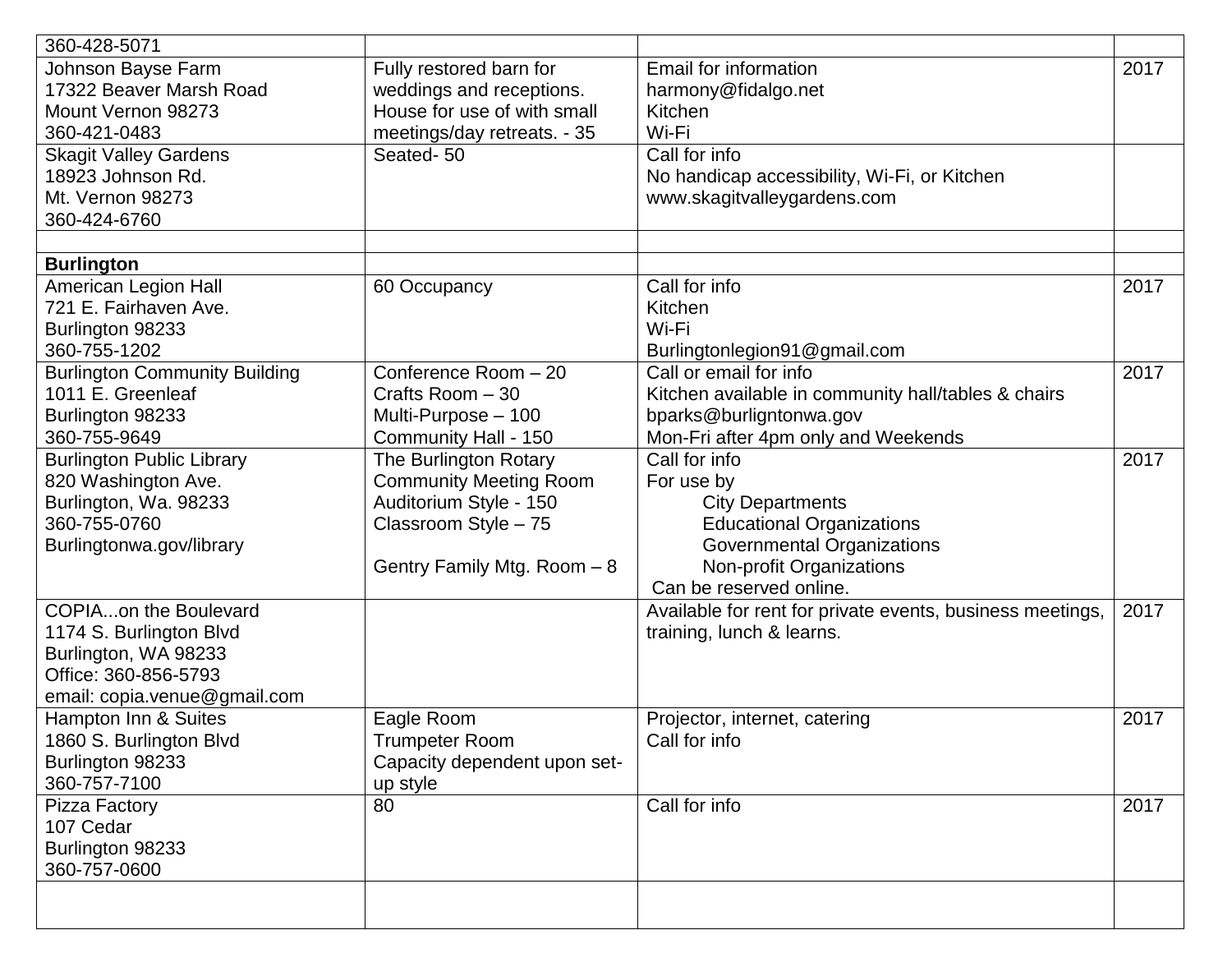| | | | |
|---|---|---|---|
| 360-428-5071 | | | |
| Johnson Bayse Farm<br>17322 Beaver Marsh Road<br>Mount Vernon 98273<br>360-421-0483 | Fully restored barn for weddings and receptions. House for use of with small meetings/day retreats. - 35 | Email for information<br>harmony@fidalgo.net<br>Kitchen<br>Wi-Fi | 2017 |
| Skagit Valley Gardens<br>18923 Johnson Rd.<br>Mt. Vernon 98273<br>360-424-6760 | Seated- 50 | Call for info<br>No handicap accessibility, Wi-Fi, or Kitchen<br>www.skagitvalleygardens.com | |
| | | | |
| **Burlington** | | | |
| American Legion Hall<br>721 E. Fairhaven Ave.<br>Burlington 98233<br>360-755-1202 | 60 Occupancy | Call for info<br>Kitchen<br>Wi-Fi<br>Burlingtonlegion91@gmail.com | 2017 |
| Burlington Community Building<br>1011 E. Greenleaf<br>Burlington 98233<br>360-755-9649 | Conference Room – 20<br>Crafts Room – 30<br>Multi-Purpose – 100<br>Community Hall - 150 | Call or email for info<br>Kitchen available in community hall/tables & chairs<br>bparks@burligntonwa.gov<br>Mon-Fri after 4pm only and Weekends | 2017 |
| Burlington Public Library<br>820 Washington Ave.<br>Burlington, Wa. 98233<br>360-755-0760<br>Burlingtonwa.gov/library | The Burlington Rotary Community Meeting Room<br>Auditorium Style - 150<br>Classroom Style – 75<br><br>Gentry Family Mtg. Room – 8 | Call for info<br>For use by<br>City Departments<br>Educational Organizations<br>Governmental Organizations<br>Non-profit Organizations<br>Can be reserved online. | 2017 |
| COPIA...on the Boulevard<br>1174 S. Burlington Blvd<br>Burlington, WA 98233<br>Office: 360-856-5793<br>email: copia.venue@gmail.com | | Available for rent for private events, business meetings, training, lunch & learns. | 2017 |
| Hampton Inn & Suites<br>1860 S. Burlington Blvd<br>Burlington 98233<br>360-757-7100 | Eagle Room<br>Trumpeter Room<br>Capacity dependent upon set-up style | Projector, internet, catering<br>Call for info | 2017 |
| Pizza Factory<br>107 Cedar<br>Burlington 98233<br>360-757-0600 | 80 | Call for info | 2017 |
| | | | |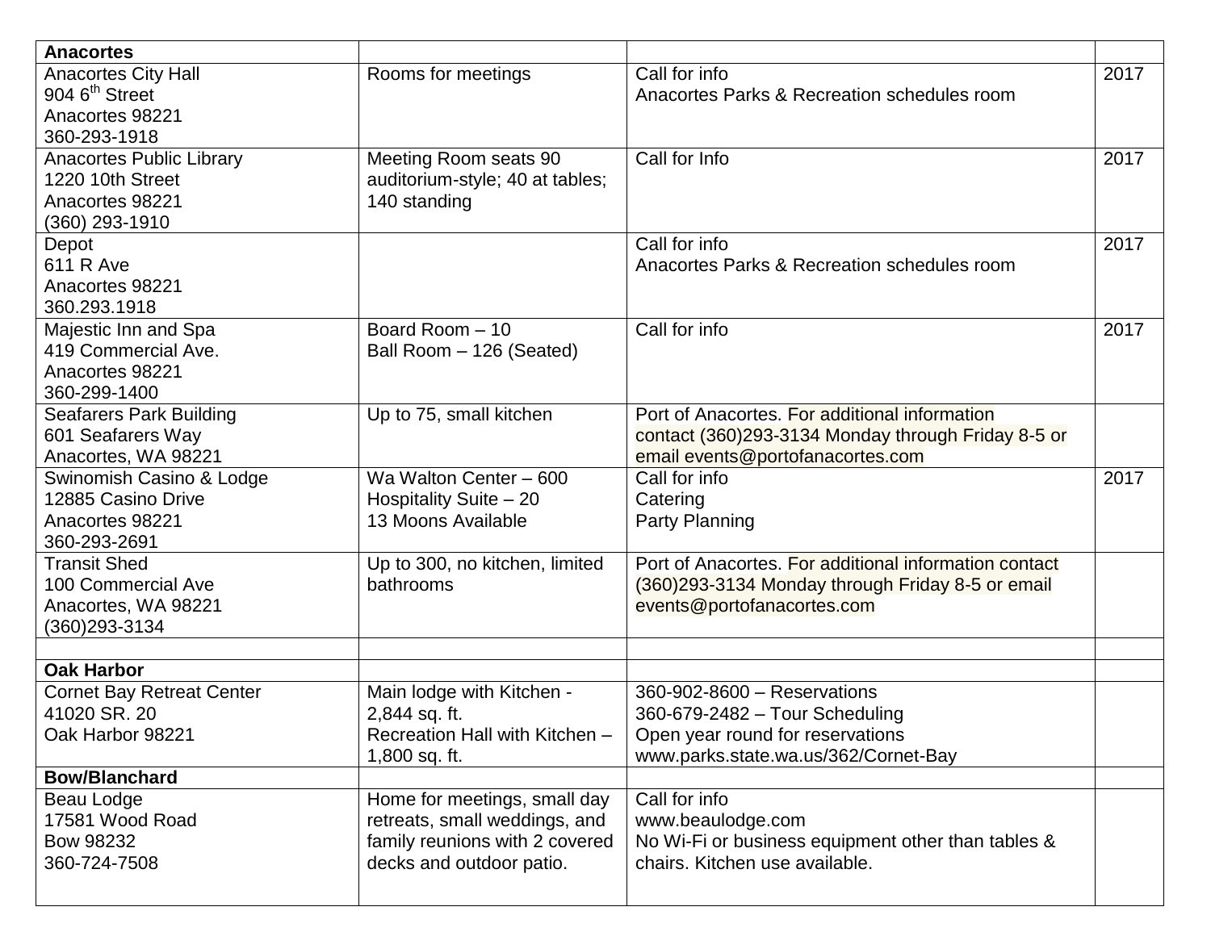| **Anacortes** | | | |
|---|---|---|---|
| Anacortes City Hall<br>904 6th Street<br>Anacortes 98221<br>360-293-1918 | Rooms for meetings | Call for info<br>Anacortes Parks & Recreation schedules room | 2017 |
| Anacortes Public Library<br>1220 10th Street<br>Anacortes 98221<br>(360) 293-1910 | Meeting Room seats 90 auditorium-style; 40 at tables; 140 standing | Call for Info | 2017 |
| Depot<br>611 R Ave<br>Anacortes 98221<br>360.293.1918 | | Call for info<br>Anacortes Parks & Recreation schedules room | 2017 |
| Majestic Inn and Spa<br>419 Commercial Ave.<br>Anacortes 98221<br>360-299-1400 | Board Room – 10<br>Ball Room – 126 (Seated) | Call for info | 2017 |
| Seafarers Park Building<br>601 Seafarers Way<br>Anacortes, WA 98221 | Up to 75, small kitchen | Port of Anacortes. For additional information contact (360)293-3134 Monday through Friday 8-5 or email events@portofanacortes.com | |
| Swinomish Casino & Lodge<br>12885 Casino Drive<br>Anacortes 98221<br>360-293-2691 | Wa Walton Center – 600<br>Hospitality Suite – 20<br>13 Moons Available | Call for info<br>Catering<br>Party Planning | 2017 |
| Transit Shed<br>100 Commercial Ave<br>Anacortes, WA 98221<br>(360)293-3134 | Up to 300, no kitchen, limited bathrooms | Port of Anacortes. For additional information contact (360)293-3134 Monday through Friday 8-5 or email events@portofanacortes.com | |
| | | | |
| **Oak Harbor** | | | |
| Cornet Bay Retreat Center<br>41020 SR. 20<br>Oak Harbor 98221 | Main lodge with Kitchen - 2,844 sq. ft.<br>Recreation Hall with Kitchen – 1,800 sq. ft. | 360-902-8600 – Reservations<br>360-679-2482 – Tour Scheduling<br>Open year round for reservations<br>www.parks.state.wa.us/362/Cornet-Bay | |
| **Bow/Blanchard** | | | |
| Beau Lodge<br>17581 Wood Road<br>Bow 98232<br>360-724-7508 | Home for meetings, small day retreats, small weddings, and family reunions with 2 covered decks and outdoor patio. | Call for info<br>www.beaulodge.com<br>No Wi-Fi or business equipment other than tables & chairs. Kitchen use available. | |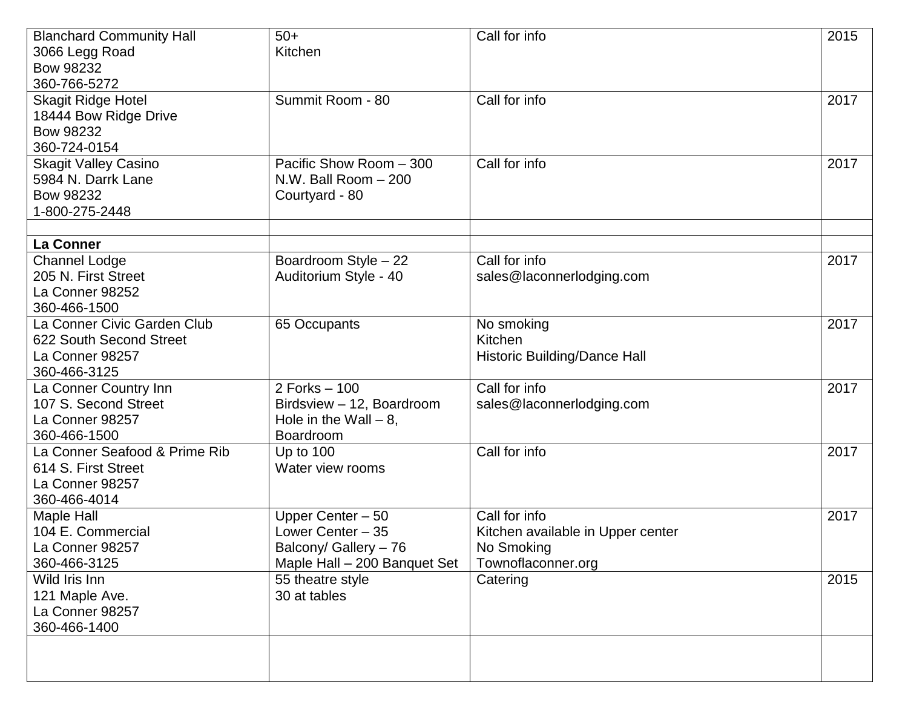| | | | |
|---|---|---|---|
| Blanchard Community Hall<br>3066 Legg Road<br>Bow 98232<br>360-766-5272 | 50+<br>Kitchen | Call for info | 2015 |
| Skagit Ridge Hotel<br>18444 Bow Ridge Drive<br>Bow 98232<br>360-724-0154 | Summit Room - 80 | Call for info | 2017 |
| Skagit Valley Casino<br>5984 N. Darrk Lane<br>Bow 98232<br>1-800-275-2448 | Pacific Show Room – 300<br>N.W. Ball Room – 200<br>Courtyard - 80 | Call for info | 2017 |
| | | | |
| **La Conner** | | | |
| Channel Lodge<br>205 N. First Street<br>La Conner 98252<br>360-466-1500 | Boardroom Style – 22<br>Auditorium Style - 40 | Call for info<br>sales@laconnerlodging.com | 2017 |
| La Conner Civic Garden Club<br>622 South Second Street<br>La Conner 98257<br>360-466-3125 | 65 Occupants | No smoking<br>Kitchen<br>Historic Building/Dance Hall | 2017 |
| La Conner Country Inn<br>107 S. Second Street<br>La Conner 98257<br>360-466-1500 | 2 Forks – 100<br>Birdsview – 12, Boardroom<br>Hole in the Wall – 8,<br>Boardroom | Call for info<br>sales@laconnerlodging.com | 2017 |
| La Conner Seafood & Prime Rib<br>614 S. First Street<br>La Conner 98257<br>360-466-4014 | Up to 100<br>Water view rooms | Call for info | 2017 |
| Maple Hall<br>104 E. Commercial<br>La Conner 98257<br>360-466-3125 | Upper Center – 50<br>Lower Center – 35<br>Balcony/ Gallery – 76<br>Maple Hall – 200 Banquet Set | Call for info<br>Kitchen available in Upper center<br>No Smoking<br>Townoflaconner.org | 2017 |
| Wild Iris Inn<br>121 Maple Ave.<br>La Conner 98257<br>360-466-1400 | 55 theatre style<br>30 at tables | Catering | 2015 |
| | | | |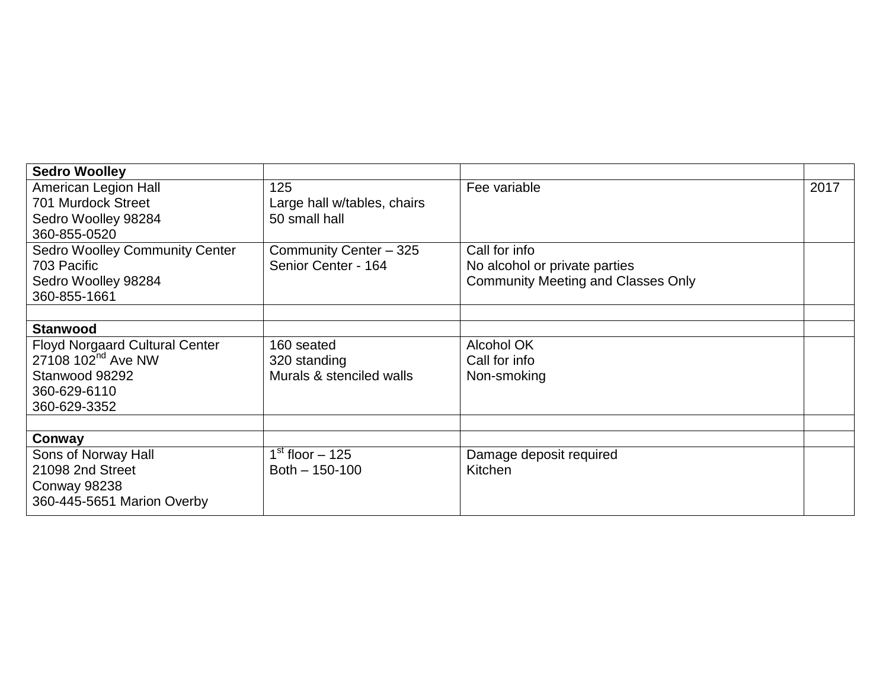| | | | |
|---|---|---|---|
| **Sedro Woolley** | | | |
| American Legion Hall<br>701 Murdock Street<br>Sedro Woolley 98284<br>360-855-0520 | 125<br>Large hall w/tables, chairs<br>50 small hall | Fee variable | 2017 |
| Sedro Woolley Community Center<br>703 Pacific<br>Sedro Woolley 98284<br>360-855-1661 | Community Center – 325<br>Senior Center - 164 | Call for info<br>No alcohol or private parties<br>Community Meeting and Classes Only | |
| | | | |
| **Stanwood** | | | |
| Floyd Norgaard Cultural Center<br>27108 102nd Ave NW<br>Stanwood 98292<br>360-629-6110<br>360-629-3352 | 160 seated<br>320 standing<br>Murals & stenciled walls | Alcohol OK<br>Call for info<br>Non-smoking | |
| | | | |
| **Conway** | | | |
| Sons of Norway Hall<br>21098 2nd Street<br>Conway 98238<br>360-445-5651 Marion Overby | 1st floor – 125<br>Both – 150-100 | Damage deposit required<br>Kitchen | |